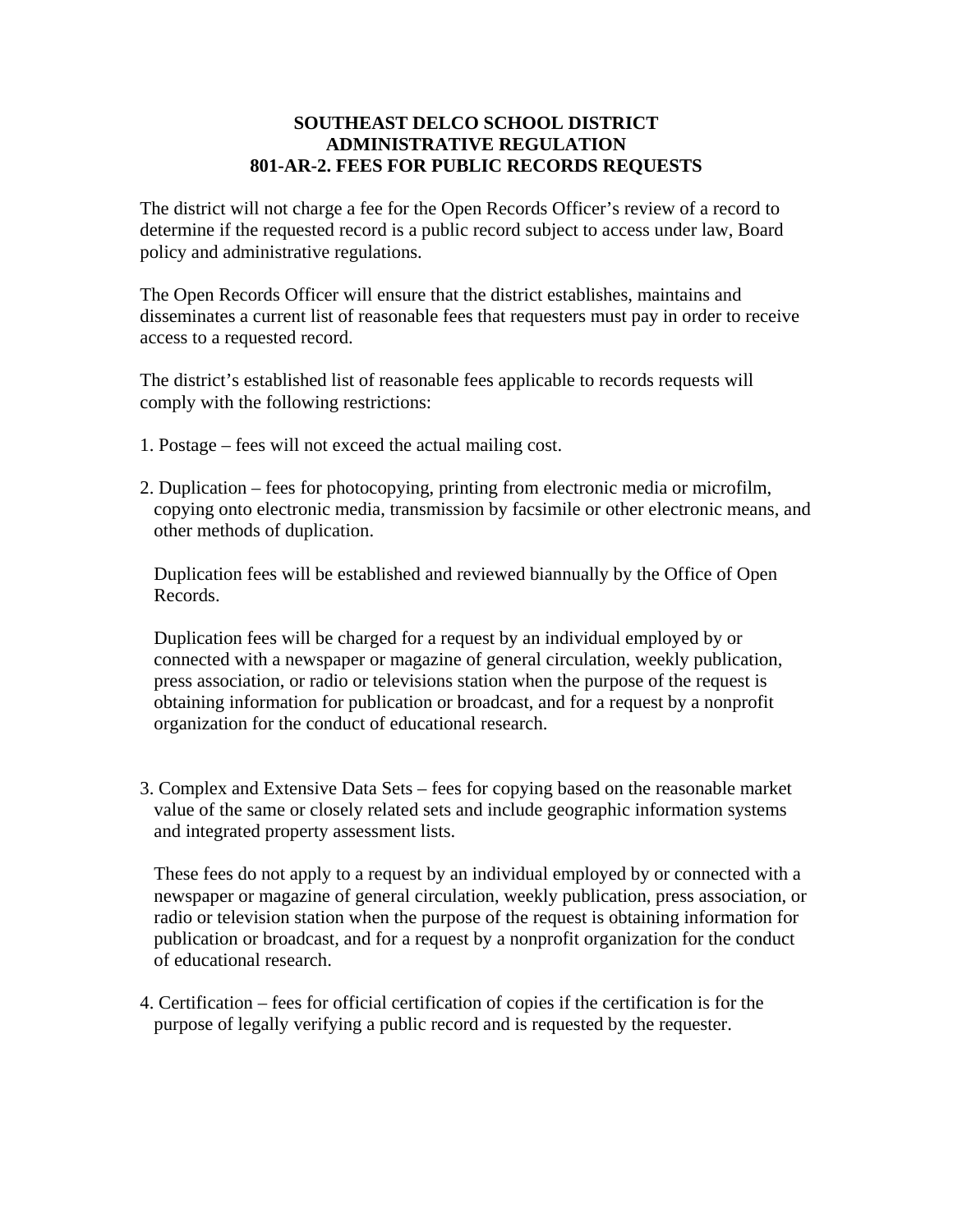**SOUTHEAST DELCO SCHOOL DISTRICT**
**ADMINISTRATIVE REGULATION**
**801-AR-2. FEES FOR PUBLIC RECORDS REQUESTS**

The district will not charge a fee for the Open Records Officer's review of a record to determine if the requested record is a public record subject to access under law, Board policy and administrative regulations.

The Open Records Officer will ensure that the district establishes, maintains and disseminates a current list of reasonable fees that requesters must pay in order to receive access to a requested record.

The district's established list of reasonable fees applicable to records requests will comply with the following restrictions:

1. Postage – fees will not exceed the actual mailing cost.

2. Duplication – fees for photocopying, printing from electronic media or microfilm, copying onto electronic media, transmission by facsimile or other electronic means, and other methods of duplication.

   Duplication fees will be established and reviewed biannually by the Office of Open Records.

   Duplication fees will be charged for a request by an individual employed by or connected with a newspaper or magazine of general circulation, weekly publication, press association, or radio or televisions station when the purpose of the request is obtaining information for publication or broadcast, and for a request by a nonprofit organization for the conduct of educational research.

3. Complex and Extensive Data Sets – fees for copying based on the reasonable market value of the same or closely related sets and include geographic information systems and integrated property assessment lists.

   These fees do not apply to a request by an individual employed by or connected with a newspaper or magazine of general circulation, weekly publication, press association, or radio or television station when the purpose of the request is obtaining information for publication or broadcast, and for a request by a nonprofit organization for the conduct of educational research.

4. Certification – fees for official certification of copies if the certification is for the purpose of legally verifying a public record and is requested by the requester.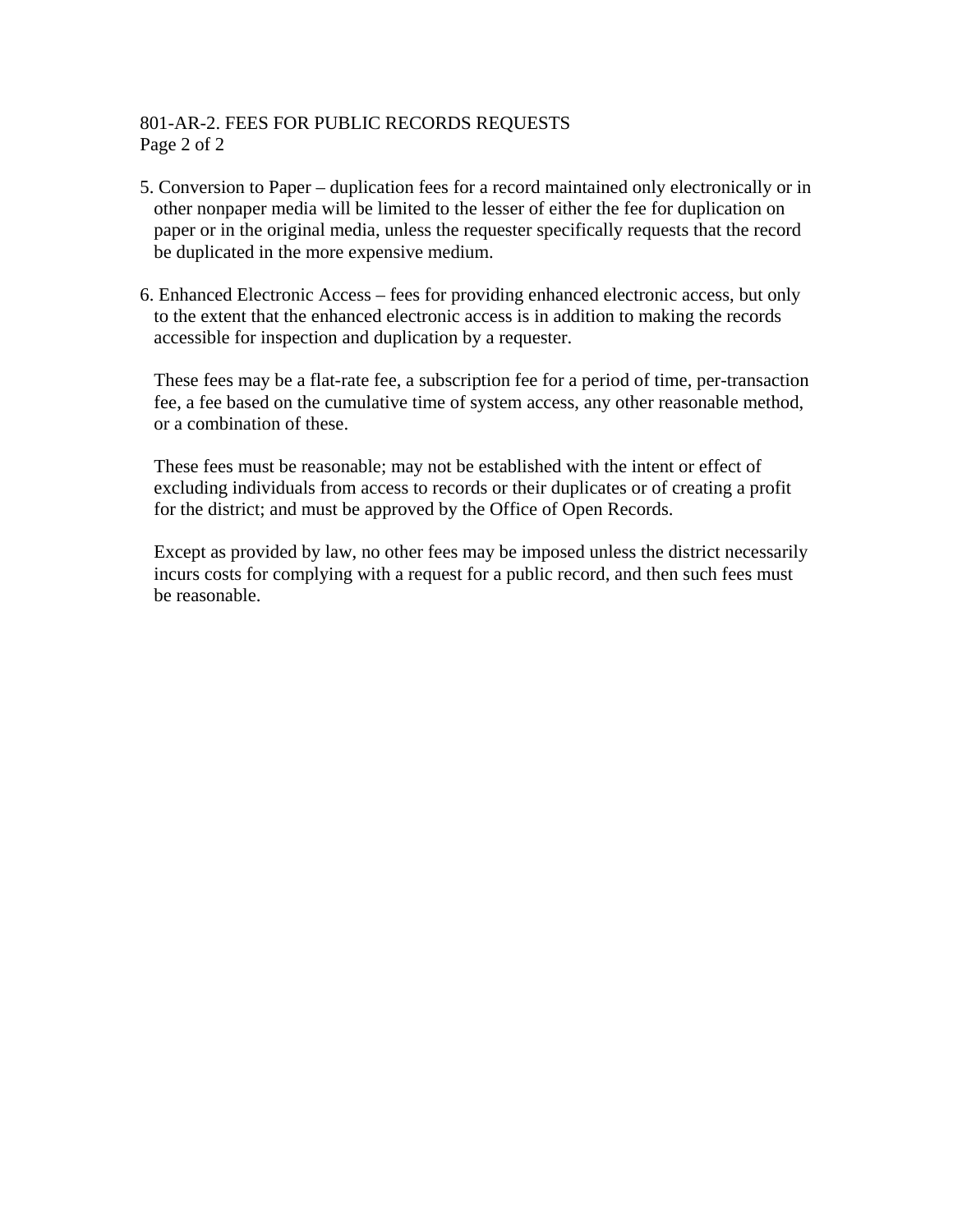5. Conversion to Paper – duplication fees for a record maintained only electronically or in other nonpaper media will be limited to the lesser of either the fee for duplication on paper or in the original media, unless the requester specifically requests that the record be duplicated in the more expensive medium.

6. Enhanced Electronic Access – fees for providing enhanced electronic access, but only to the extent that the enhanced electronic access is in addition to making the records accessible for inspection and duplication by a requester.

   These fees may be a flat-rate fee, a subscription fee for a period of time, per-transaction fee, a fee based on the cumulative time of system access, any other reasonable method, or a combination of these.

   These fees must be reasonable; may not be established with the intent or effect of excluding individuals from access to records or their duplicates or of creating a profit for the district; and must be approved by the Office of Open Records.

   Except as provided by law, no other fees may be imposed unless the district necessarily incurs costs for complying with a request for a public record, and then such fees must be reasonable.